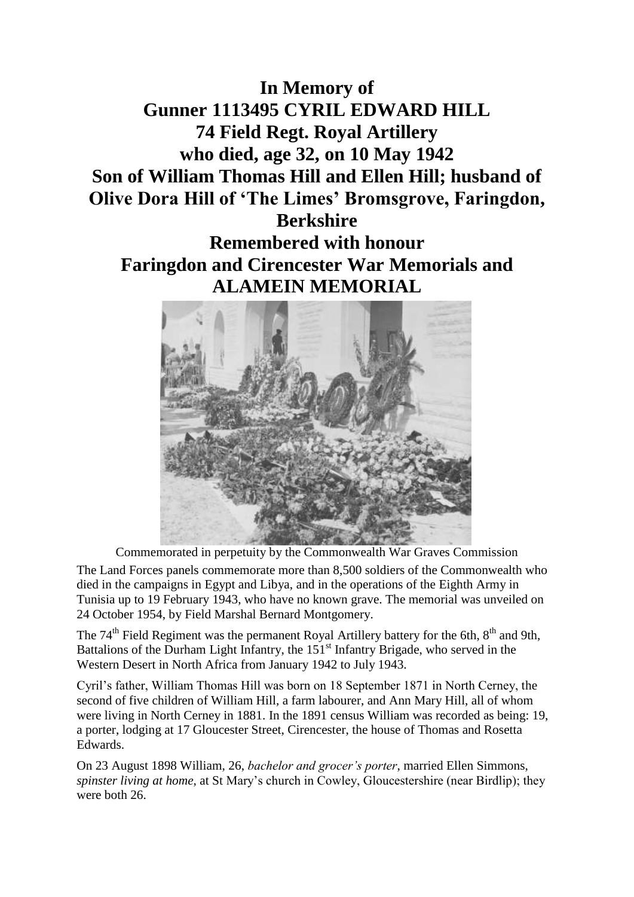# In Memory of
# Gunner 1113495 CYRIL EDWARD HILL
# 74 Field Regt. Royal Artillery
# who died, age 32, on 10 May 1942
# Son of William Thomas Hill and Ellen Hill; husband of Olive Dora Hill of 'The Limes' Bromsgrove, Faringdon, Berkshire
# Remembered with honour
# Faringdon and Cirencester War Memorials and ALAMEIN MEMORIAL

Commemorated in perpetuity by the Commonwealth War Graves Commission

The Land Forces panels commemorate more than 8,500 soldiers of the Commonwealth who died in the campaigns in Egypt and Libya, and in the operations of the Eighth Army in Tunisia up to 19 February 1943, who have no known grave. The memorial was unveiled on 24 October 1954, by Field Marshal Bernard Montgomery.

The 74th Field Regiment was the permanent Royal Artillery battery for the 6th, 8th and 9th, Battalions of the Durham Light Infantry, the 151st Infantry Brigade, who served in the Western Desert in North Africa from January 1942 to July 1943.

Cyril's father, William Thomas Hill was born on 18 September 1871 in North Cerney, the second of five children of William Hill, a farm labourer, and Ann Mary Hill, all of whom were living in North Cerney in 1881. In the 1891 census William was recorded as being: 19, a porter, lodging at 17 Gloucester Street, Cirencester, the house of Thomas and Rosetta Edwards.

On 23 August 1898 William, 26, *bachelor and grocer's porter*, married Ellen Simmons, *spinster living at home*, at St Mary's church in Cowley, Gloucestershire (near Birdlip); they were both 26.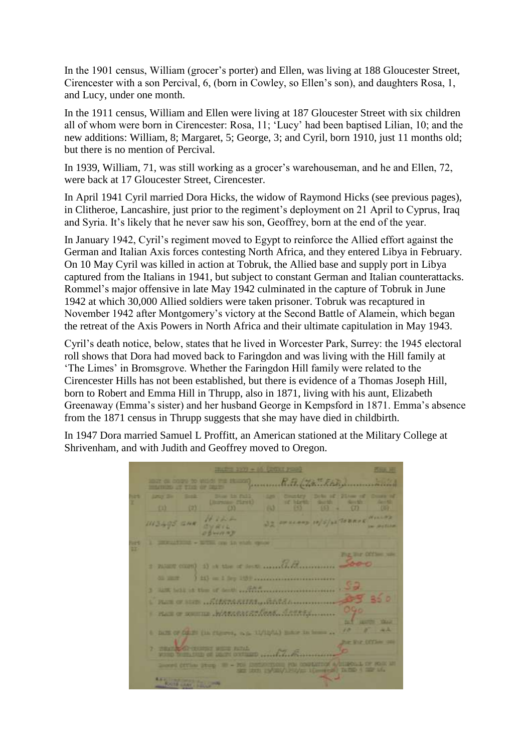In the 1901 census, William (grocer's porter) and Ellen, was living at 188 Gloucester Street, Cirencester with a son Percival, 6, (born in Cowley, so Ellen's son), and daughters Rosa, 1, and Lucy, under one month.

In the 1911 census, William and Ellen were living at 187 Gloucester Street with six children all of whom were born in Cirencester: Rosa, 11; 'Lucy' had been baptised Lilian, 10; and the new additions: William, 8; Margaret, 5; George, 3; and Cyril, born 1910, just 11 months old; but there is no mention of Percival.

In 1939, William, 71, was still working as a grocer's warehouseman, and he and Ellen, 72, were back at 17 Gloucester Street, Cirencester.

In April 1941 Cyril married Dora Hicks, the widow of Raymond Hicks (see previous pages), in Clitheroe, Lancashire, just prior to the regiment's deployment on 21 April to Cyprus, Iraq and Syria. It's likely that he never saw his son, Geoffrey, born at the end of the year.

In January 1942, Cyril's regiment moved to Egypt to reinforce the Allied effort against the German and Italian Axis forces contesting North Africa, and they entered Libya in February. On 10 May Cyril was killed in action at Tobruk, the Allied base and supply port in Libya captured from the Italians in 1941, but subject to constant German and Italian counterattacks. Rommel's major offensive in late May 1942 culminated in the capture of Tobruk in June 1942 at which 30,000 Allied soldiers were taken prisoner. Tobruk was recaptured in November 1942 after Montgomery's victory at the Second Battle of Alamein, which began the retreat of the Axis Powers in North Africa and their ultimate capitulation in May 1943.

Cyril's death notice, below, states that he lived in Worcester Park, Surrey: the 1945 electoral roll shows that Dora had moved back to Faringdon and was living with the Hill family at 'The Limes' in Bromsgrove. Whether the Faringdon Hill family were related to the Cirencester Hills has not been established, but there is evidence of a Thomas Joseph Hill, born to Robert and Emma Hill in Thrupp, also in 1871, living with his aunt, Elizabeth Greenaway (Emma's sister) and her husband George in Kempsford in 1871. Emma's absence from the 1871 census in Thrupp suggests that she may have died in childbirth.

In 1947 Dora married Samuel L Proffitt, an American stationed at the Military College at Shrivenham, and with Judith and Geoffrey moved to Oregon.